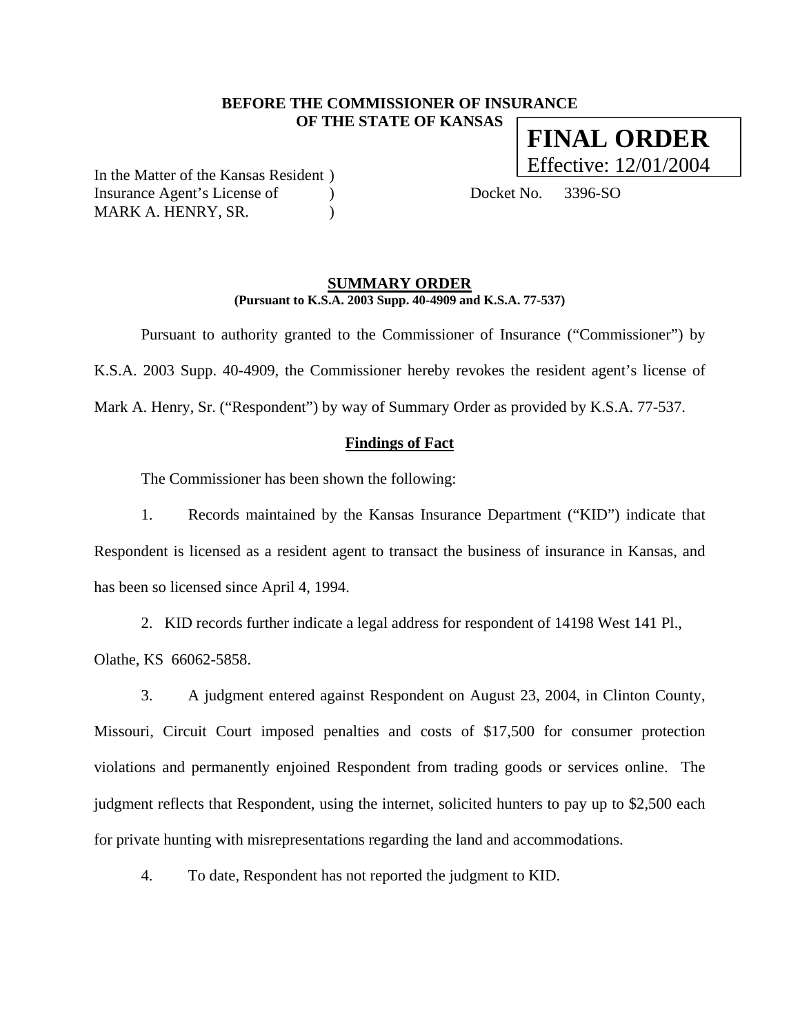**BEFORE THE COMMISSIONER OF INSURANCE**
**OF THE STATE OF KANSAS**

**FINAL ORDER**
Effective: 12/01/2004

In the Matter of the Kansas Resident )
Insurance Agent's License of )
MARK A. HENRY, SR. )

Docket No. 3396-SO

## SUMMARY ORDER

**(Pursuant to K.S.A. 2003 Supp. 40-4909 and K.S.A. 77-537)**

Pursuant to authority granted to the Commissioner of Insurance ("Commissioner") by K.S.A. 2003 Supp. 40-4909, the Commissioner hereby revokes the resident agent's license of Mark A. Henry, Sr. ("Respondent") by way of Summary Order as provided by K.S.A. 77-537.

### Findings of Fact

The Commissioner has been shown the following:

1. Records maintained by the Kansas Insurance Department ("KID") indicate that Respondent is licensed as a resident agent to transact the business of insurance in Kansas, and has been so licensed since April 4, 1994.

2. KID records further indicate a legal address for respondent of 14198 West 141 Pl., Olathe, KS 66062-5858.

3. A judgment entered against Respondent on August 23, 2004, in Clinton County, Missouri, Circuit Court imposed penalties and costs of $17,500 for consumer protection violations and permanently enjoined Respondent from trading goods or services online. The judgment reflects that Respondent, using the internet, solicited hunters to pay up to $2,500 each for private hunting with misrepresentations regarding the land and accommodations.

4. To date, Respondent has not reported the judgment to KID.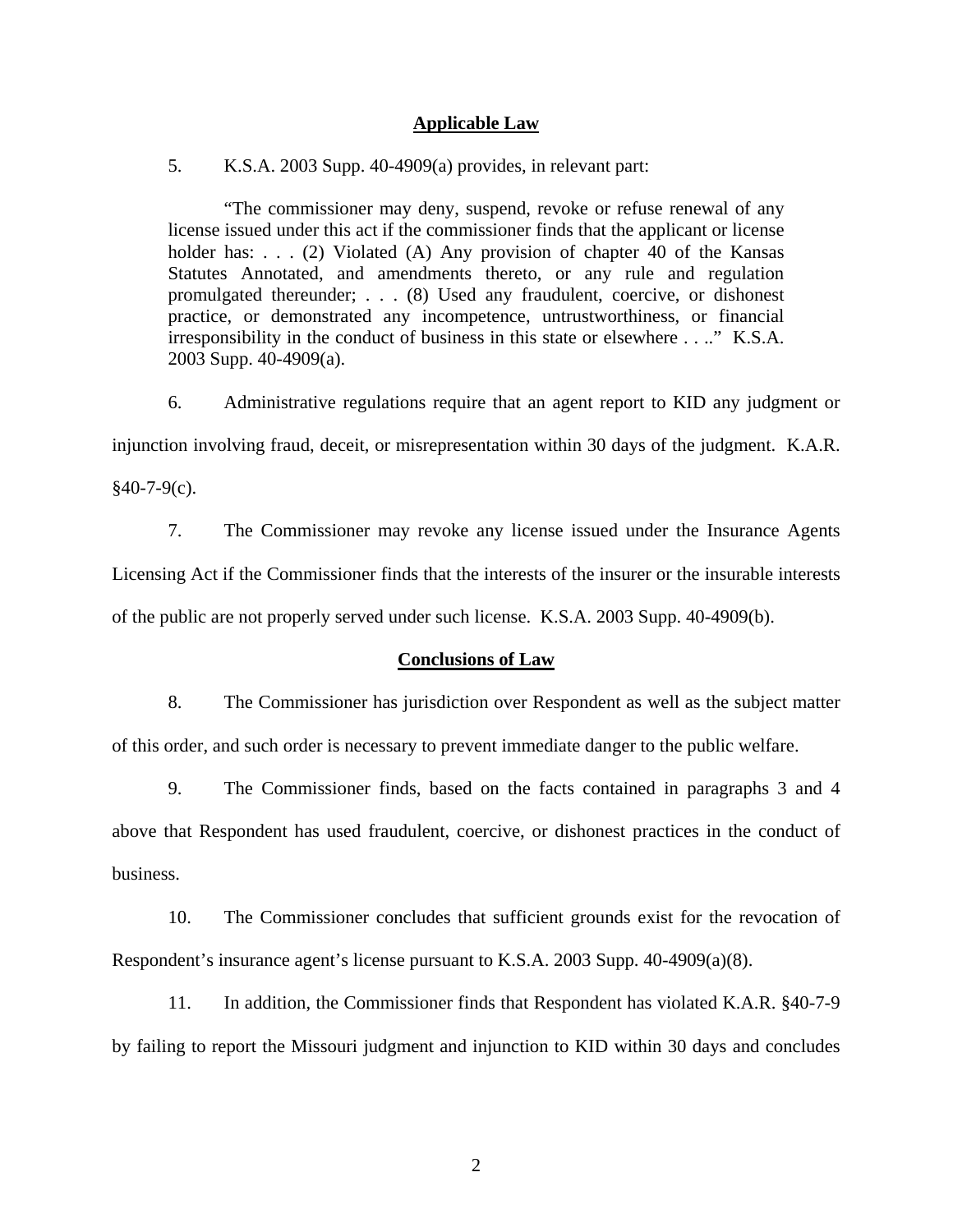## Applicable Law

5. K.S.A. 2003 Supp. 40-4909(a) provides, in relevant part:

> "The commissioner may deny, suspend, revoke or refuse renewal of any license issued under this act if the commissioner finds that the applicant or license holder has: . . . (2) Violated (A) Any provision of chapter 40 of the Kansas Statutes Annotated, and amendments thereto, or any rule and regulation promulgated thereunder; . . . (8) Used any fraudulent, coercive, or dishonest practice, or demonstrated any incompetence, untrustworthiness, or financial irresponsibility in the conduct of business in this state or elsewhere . . .." K.S.A. 2003 Supp. 40-4909(a).

6. Administrative regulations require that an agent report to KID any judgment or injunction involving fraud, deceit, or misrepresentation within 30 days of the judgment. K.A.R. §40-7-9(c).

7. The Commissioner may revoke any license issued under the Insurance Agents Licensing Act if the Commissioner finds that the interests of the insurer or the insurable interests of the public are not properly served under such license. K.S.A. 2003 Supp. 40-4909(b).

## Conclusions of Law

8. The Commissioner has jurisdiction over Respondent as well as the subject matter of this order, and such order is necessary to prevent immediate danger to the public welfare.

9. The Commissioner finds, based on the facts contained in paragraphs 3 and 4 above that Respondent has used fraudulent, coercive, or dishonest practices in the conduct of business.

10. The Commissioner concludes that sufficient grounds exist for the revocation of Respondent's insurance agent's license pursuant to K.S.A. 2003 Supp. 40-4909(a)(8).

11. In addition, the Commissioner finds that Respondent has violated K.A.R. §40-7-9 by failing to report the Missouri judgment and injunction to KID within 30 days and concludes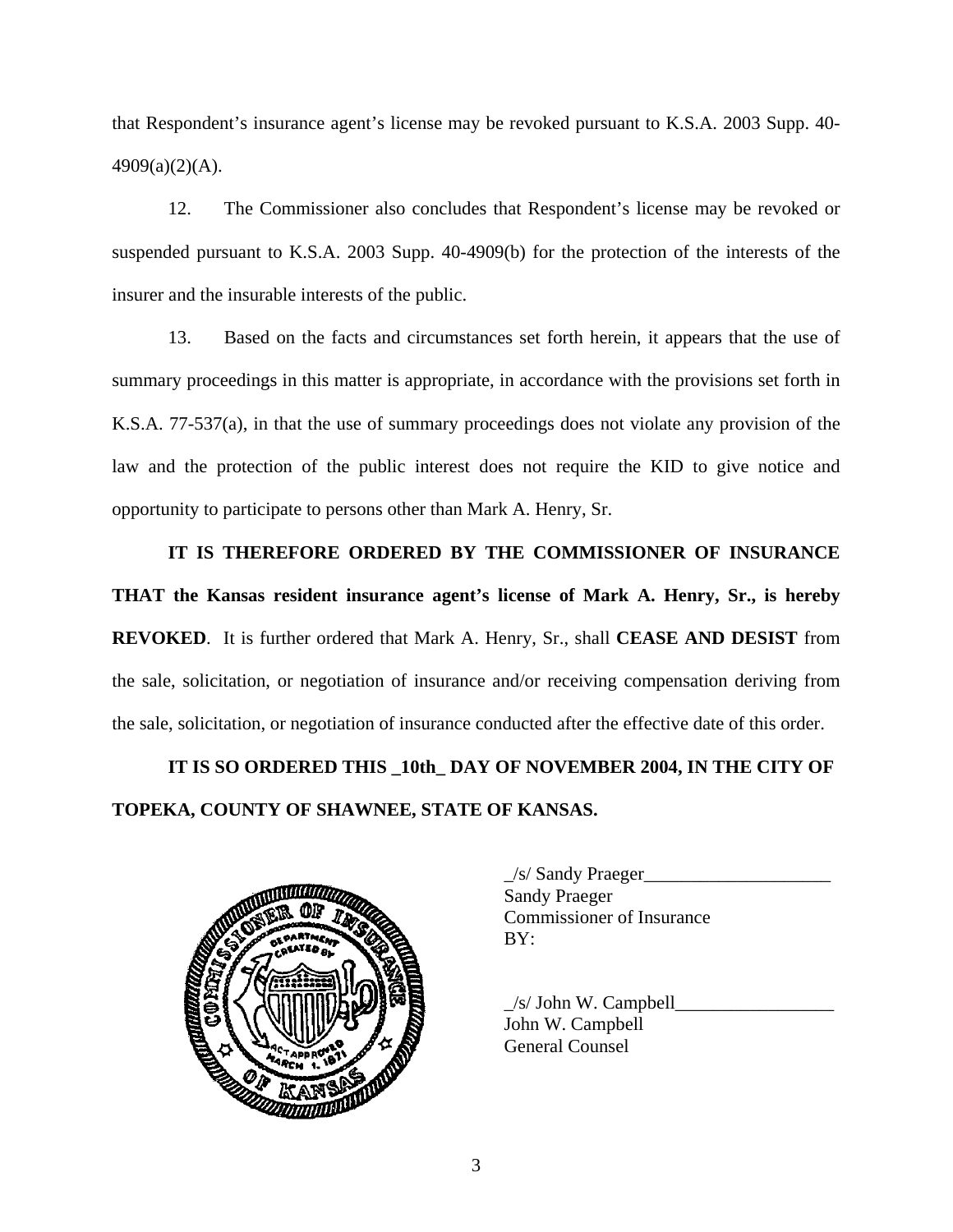that Respondent's insurance agent's license may be revoked pursuant to K.S.A. 2003 Supp. 40-4909(a)(2)(A).

12. The Commissioner also concludes that Respondent's license may be revoked or suspended pursuant to K.S.A. 2003 Supp. 40-4909(b) for the protection of the interests of the insurer and the insurable interests of the public.

13. Based on the facts and circumstances set forth herein, it appears that the use of summary proceedings in this matter is appropriate, in accordance with the provisions set forth in K.S.A. 77-537(a), in that the use of summary proceedings does not violate any provision of the law and the protection of the public interest does not require the KID to give notice and opportunity to participate to persons other than Mark A. Henry, Sr.

**IT IS THEREFORE ORDERED BY THE COMMISSIONER OF INSURANCE THAT the Kansas resident insurance agent's license of Mark A. Henry, Sr., is hereby REVOKED**. It is further ordered that Mark A. Henry, Sr., shall **CEASE AND DESIST** from the sale, solicitation, or negotiation of insurance and/or receiving compensation deriving from the sale, solicitation, or negotiation of insurance conducted after the effective date of this order.

**IT IS SO ORDERED THIS _10th_ DAY OF NOVEMBER 2004, IN THE CITY OF TOPEKA, COUNTY OF SHAWNEE, STATE OF KANSAS.**

_/s/ Sandy Praeger____________________
Sandy Praeger
Commissioner of Insurance
BY:

_/s/ John W. Campbell_________________
John W. Campbell
General Counsel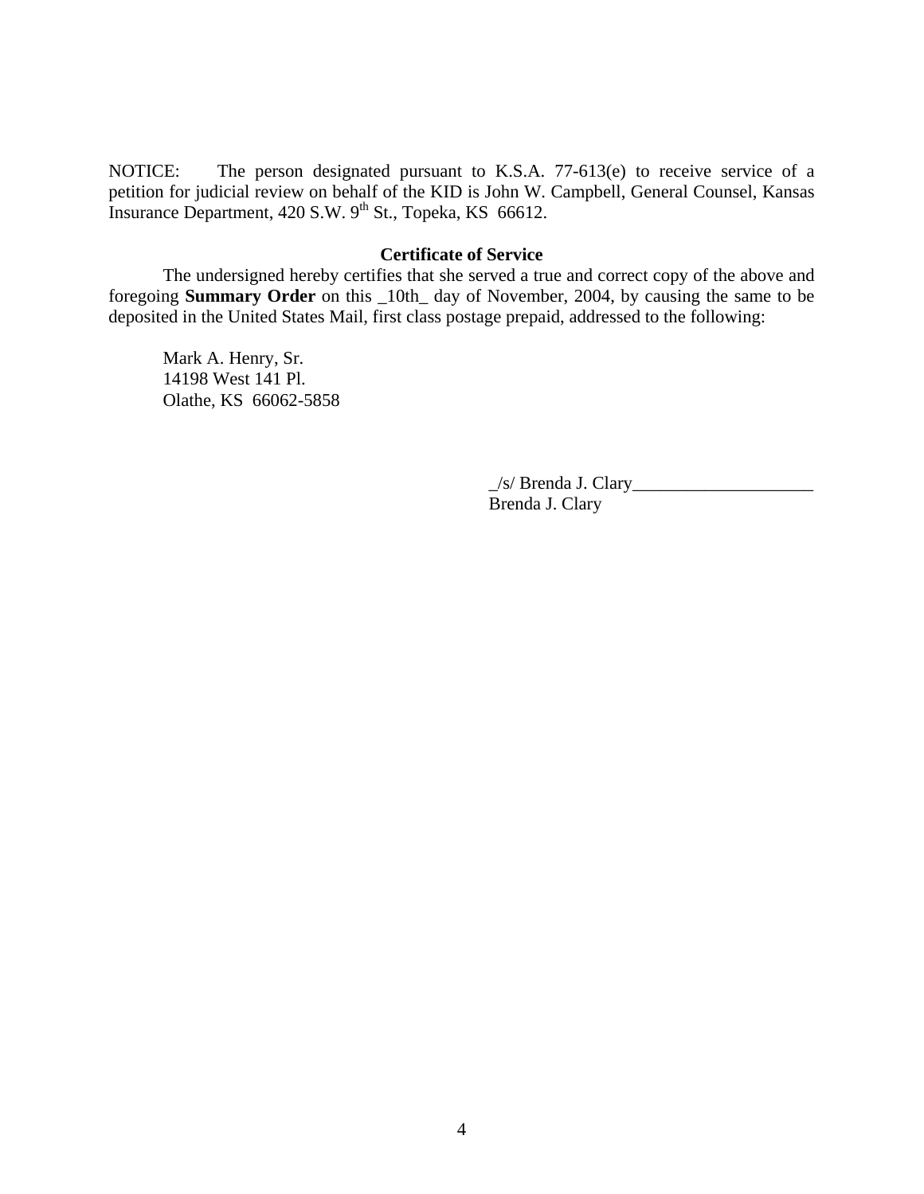NOTICE: The person designated pursuant to K.S.A. 77-613(e) to receive service of a petition for judicial review on behalf of the KID is John W. Campbell, General Counsel, Kansas Insurance Department, 420 S.W. 9th St., Topeka, KS 66612.

**Certificate of Service**

The undersigned hereby certifies that she served a true and correct copy of the above and foregoing **Summary Order** on this _10th_ day of November, 2004, by causing the same to be deposited in the United States Mail, first class postage prepaid, addressed to the following:

Mark A. Henry, Sr.
14198 West 141 Pl.
Olathe, KS 66062-5858

_/s/ Brenda J. Clary____________________
Brenda J. Clary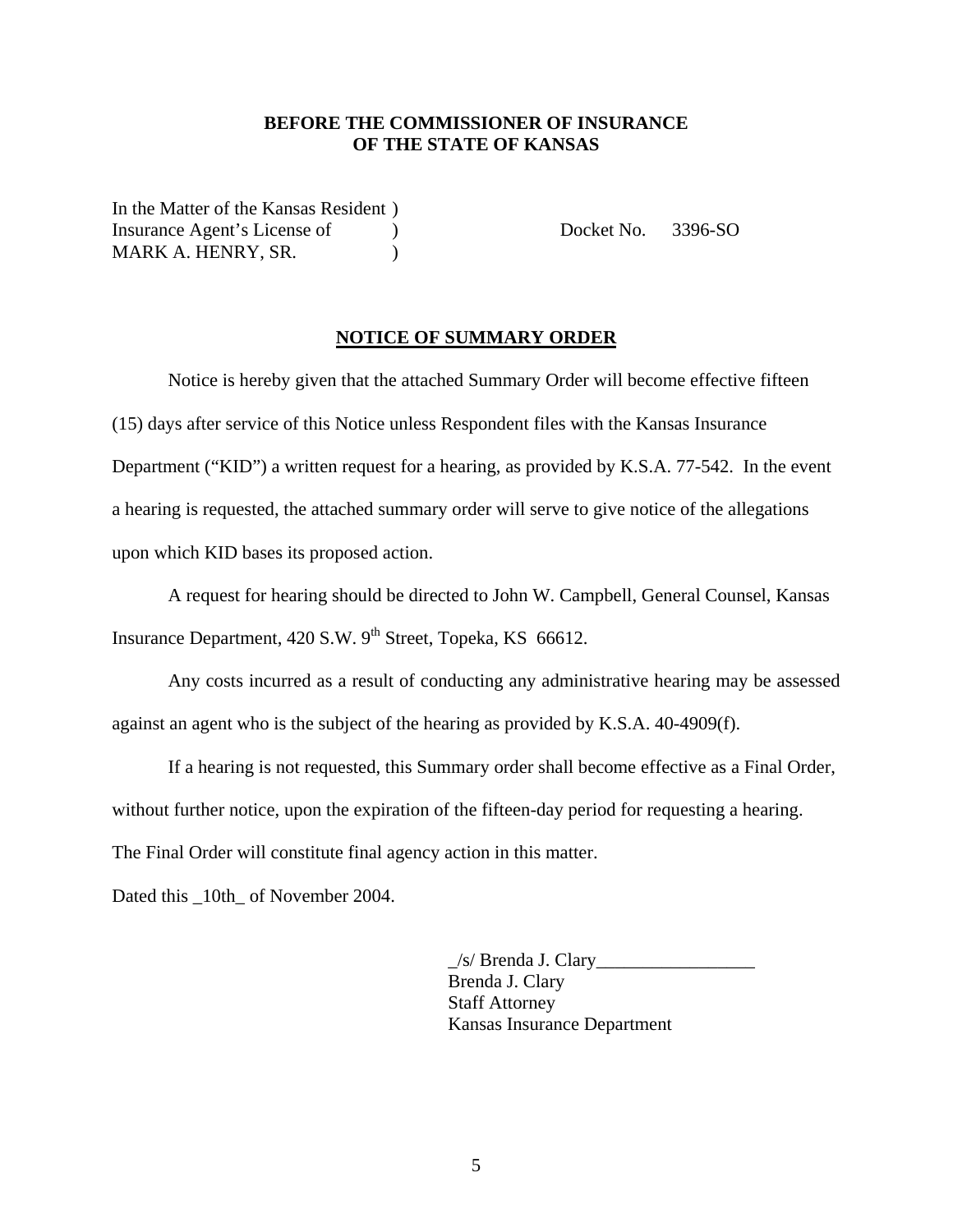**BEFORE THE COMMISSIONER OF INSURANCE**
**OF THE STATE OF KANSAS**

| | | |
|---|---|---|
| In the Matter of the Kansas Resident | ) | |
| Insurance Agent's License of | ) | Docket No. 3396-SO |
| MARK A. HENRY, SR. | ) | |

**NOTICE OF SUMMARY ORDER**

Notice is hereby given that the attached Summary Order will become effective fifteen (15) days after service of this Notice unless Respondent files with the Kansas Insurance Department ("KID") a written request for a hearing, as provided by K.S.A. 77-542. In the event a hearing is requested, the attached summary order will serve to give notice of the allegations upon which KID bases its proposed action.

A request for hearing should be directed to John W. Campbell, General Counsel, Kansas Insurance Department, 420 S.W. 9th Street, Topeka, KS 66612.

Any costs incurred as a result of conducting any administrative hearing may be assessed against an agent who is the subject of the hearing as provided by K.S.A. 40-4909(f).

If a hearing is not requested, this Summary order shall become effective as a Final Order, without further notice, upon the expiration of the fifteen-day period for requesting a hearing. The Final Order will constitute final agency action in this matter.

Dated this _10th_ of November 2004.

_/s/ Brenda J. Clary_________________
Brenda J. Clary
Staff Attorney
Kansas Insurance Department